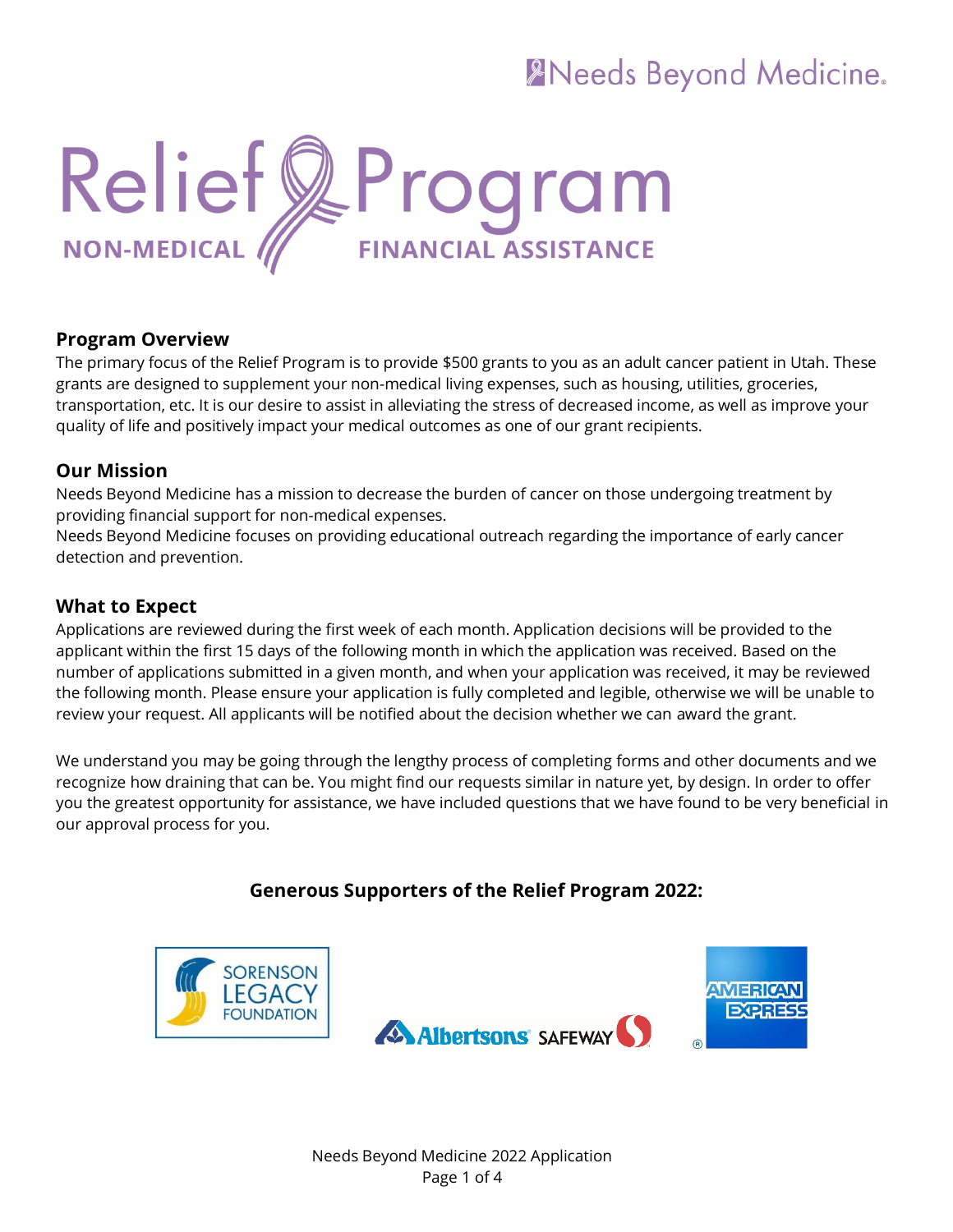Needs Beyond Medicine.

# Relief Program

**NON-MEDICAL FINANCIAL ASSISTANCE**

## Program Overview

The primary focus of the Relief Program is to provide $500 grants to you as an adult cancer patient in Utah. These grants are designed to supplement your non-medical living expenses, such as housing, utilities, groceries, transportation, etc. It is our desire to assist in alleviating the stress of decreased income, as well as improve your quality of life and positively impact your medical outcomes as one of our grant recipients.

## Our Mission

Needs Beyond Medicine has a mission to decrease the burden of cancer on those undergoing treatment by providing financial support for non-medical expenses.
Needs Beyond Medicine focuses on providing educational outreach regarding the importance of early cancer detection and prevention.

## What to Expect

Applications are reviewed during the first week of each month. Application decisions will be provided to the applicant within the first 15 days of the following month in which the application was received. Based on the number of applications submitted in a given month, and when your application was received, it may be reviewed the following month. Please ensure your application is fully completed and legible, otherwise we will be unable to review your request. All applicants will be notified about the decision whether we can award the grant.

We understand you may be going through the lengthy process of completing forms and other documents and we recognize how draining that can be. You might find our requests similar in nature yet, by design. In order to offer you the greatest opportunity for assistance, we have included questions that we have found to be very beneficial in our approval process for you.

### Generous Supporters of the Relief Program 2022:

SORENSON LEGACY FOUNDATION

Albertsons SAFEWAY

AMERICAN EXPRESS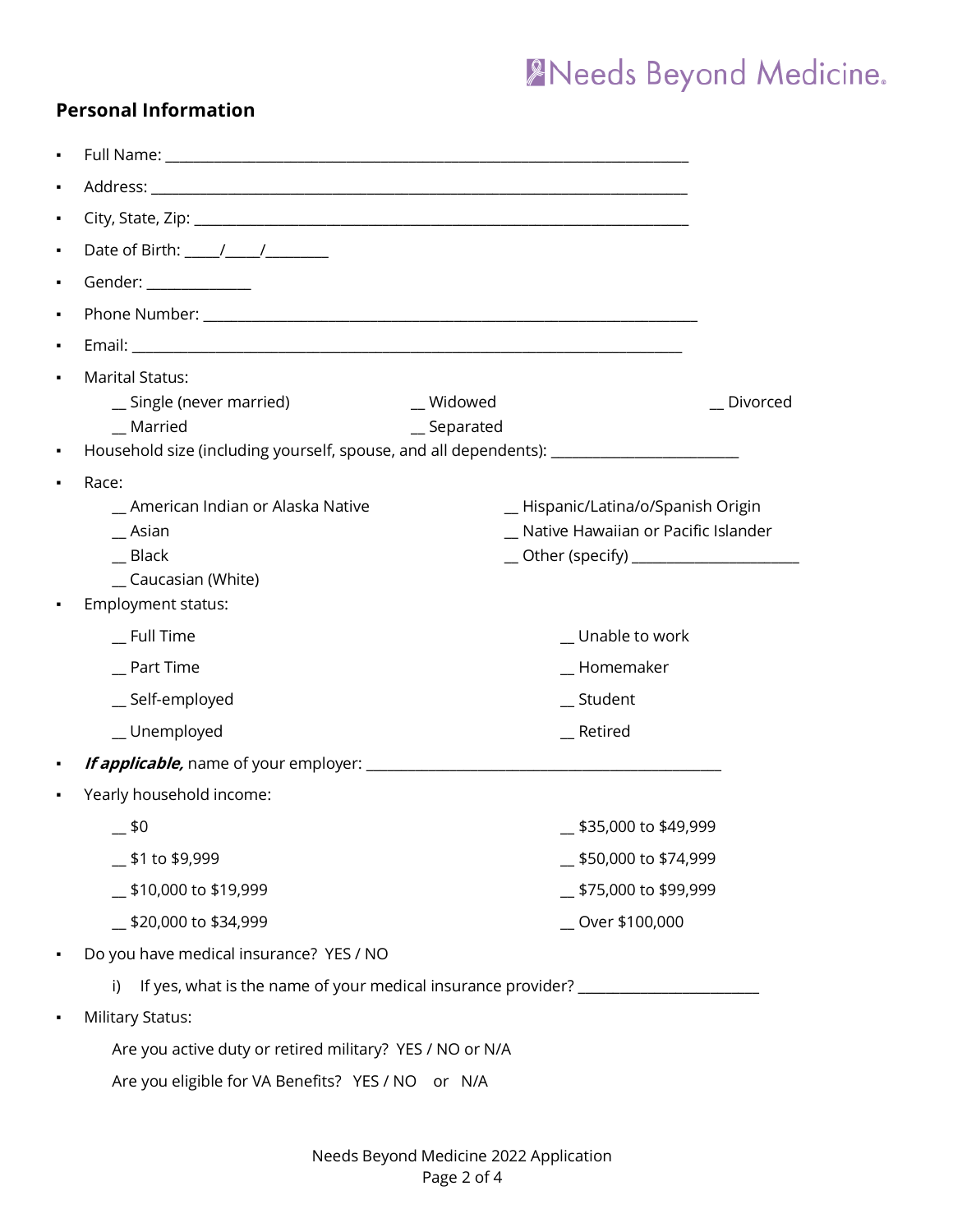## Personal Information

- Full Name: ___________________________________________________________________
- Address: ____________________________________________________________________
- City, State, Zip: _______________________________________________________________
- Date of Birth: _____/_____/_________
- Gender: ______________
- Phone Number: _______________________________________________________________
- Email: ______________________________________________________________________
- Marital Status:
  - __ Single (never married)
  - __ Widowed
  - __ Divorced
  - __ Married
  - __ Separated
- Household size (including yourself, spouse, and all dependents): _________________________
- Race:
  - __ American Indian or Alaska Native
  - __ Hispanic/Latina/o/Spanish Origin
  - __ Asian
  - __ Native Hawaiian or Pacific Islander
  - __ Black
  - __ Other (specify) _______________________
  - __ Caucasian (White)
- Employment status:
  - __ Full Time
  - __ Unable to work
  - __ Part Time
  - __ Homemaker
  - __ Self-employed
  - __ Student
  - __ Unemployed
  - __ Retired
- ***If applicable,*** name of your employer: _________________________________________________
- Yearly household income:
  - __ $0
  - __ $35,000 to $49,999
  - __ $1 to $9,999
  - __ $50,000 to $74,999
  - __ $10,000 to $19,999
  - __ $75,000 to $99,999
  - __ $20,000 to $34,999
  - __ Over $100,000
- Do you have medical insurance? YES / NO
  - i) If yes, what is the name of your medical insurance provider? ________________________
- Military Status:

  Are you active duty or retired military? YES / NO or N/A

  Are you eligible for VA Benefits? YES / NO or N/A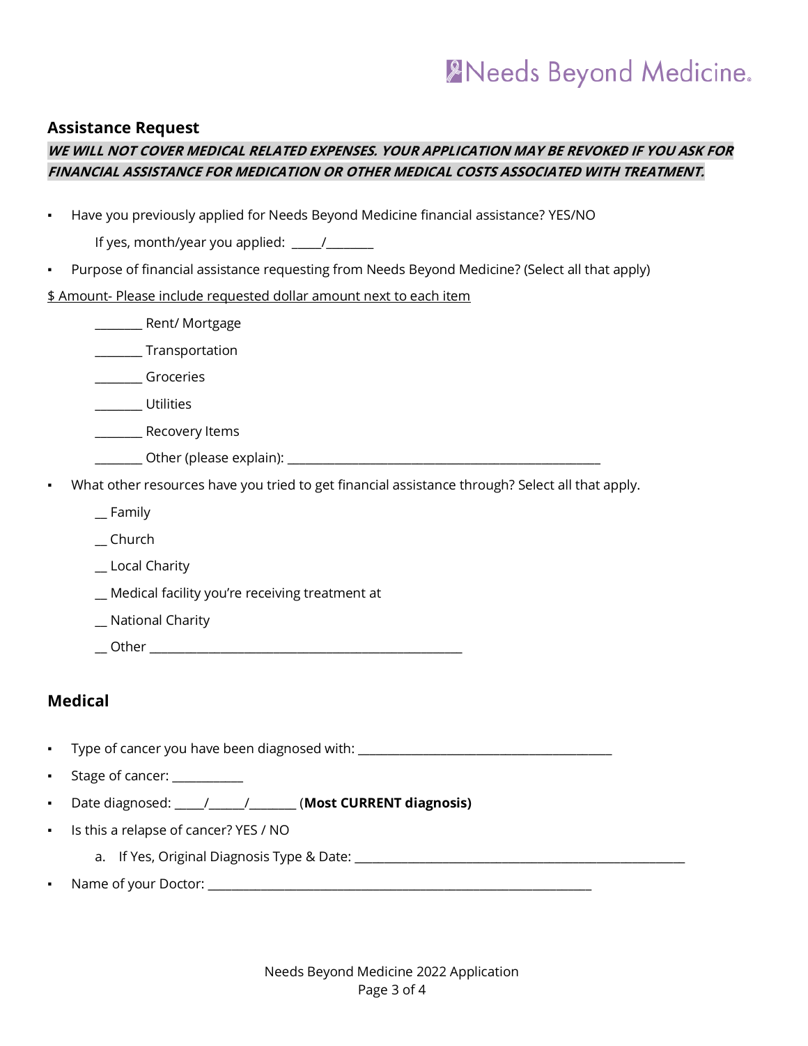## Assistance Request

***WE WILL NOT COVER MEDICAL RELATED EXPENSES. YOUR APPLICATION MAY BE REVOKED IF YOU ASK FOR FINANCIAL ASSISTANCE FOR MEDICATION OR OTHER MEDICAL COSTS ASSOCIATED WITH TREATMENT.***

- Have you previously applied for Needs Beyond Medicine financial assistance? YES/NO

  If yes, month/year you applied: _____/________

- Purpose of financial assistance requesting from Needs Beyond Medicine? (Select all that apply)

$ Amount- Please include requested dollar amount next to each item

  ________ Rent/ Mortgage

  ________ Transportation

  ________ Groceries

  ________ Utilities

  ________ Recovery Items

  ________ Other (please explain): ____________________________________________________

- What other resources have you tried to get financial assistance through? Select all that apply.

  __ Family

  __ Church

  __ Local Charity

  __ Medical facility you're receiving treatment at

  __ National Charity

  __ Other ____________________________________________________

## Medical

- Type of cancer you have been diagnosed with: __________________________________________
- Stage of cancer: ____________
- Date diagnosed: _____/______/________ (**Most CURRENT diagnosis)**
- Is this a relapse of cancer? YES / NO
  a. If Yes, Original Diagnosis Type & Date: _______________________________________________________
- Name of your Doctor: _______________________________________________________________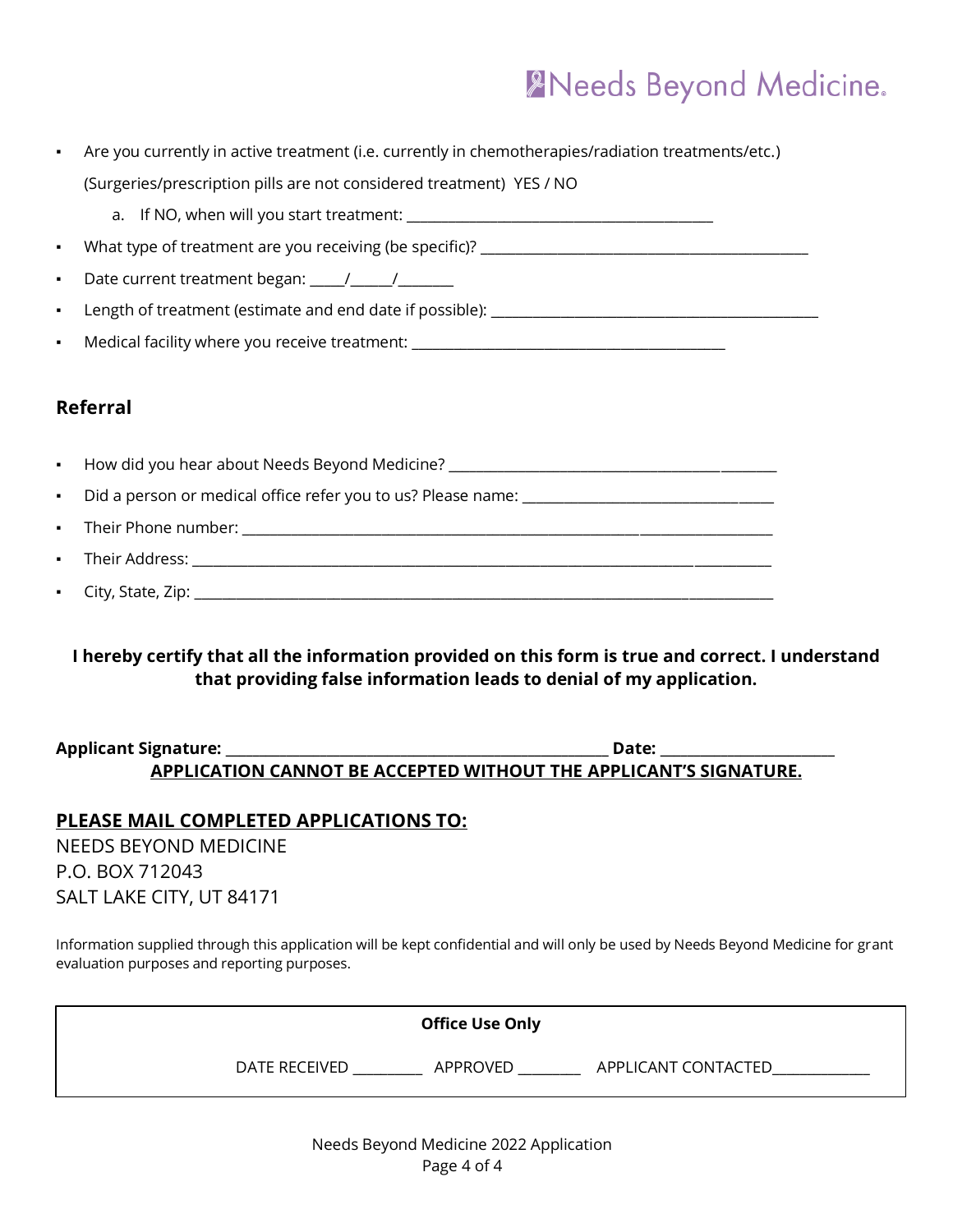- Are you currently in active treatment (i.e. currently in chemotherapies/radiation treatments/etc.) (Surgeries/prescription pills are not considered treatment) YES / NO
    a. If NO, when will you start treatment: ________________________________________
- What type of treatment are you receiving (be specific)? ____________________________________________
- Date current treatment began: _____/______/________
- Length of treatment (estimate and end date if possible): ____________________________________________
- Medical facility where you receive treatment: __________________________________________

## Referral

- How did you hear about Needs Beyond Medicine? ____________________________________________
- Did a person or medical office refer you to us? Please name: ________________________________
- Their Phone number: ______________________________________________________________________
- Their Address: ___________________________________________________________________________
- City, State, Zip: _________________________________________________________________________

**I hereby certify that all the information provided on this form is true and correct. I understand that providing false information leads to denial of my application.**

**Applicant Signature:** __________________________________________________ **Date:** ______________________

**APPLICATION CANNOT BE ACCEPTED WITHOUT THE APPLICANT'S SIGNATURE.**

**PLEASE MAIL COMPLETED APPLICATIONS TO:**

NEEDS BEYOND MEDICINE
P.O. BOX 712043
SALT LAKE CITY, UT 84171

Information supplied through this application will be kept confidential and will only be used by Needs Beyond Medicine for grant evaluation purposes and reporting purposes.

**Office Use Only**

DATE RECEIVED _________ APPROVED ________ APPLICANT CONTACTED_____________